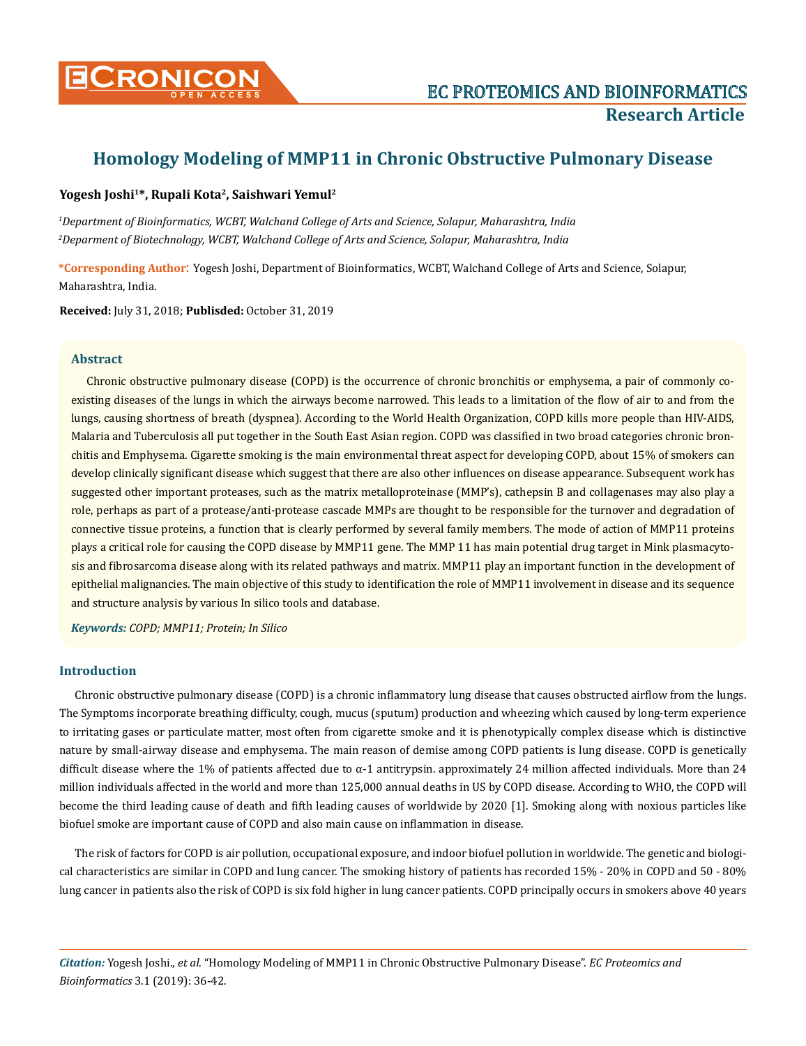# Homology Modeling of MMP11 in Chronic Obstructive Pulmonary Disease

**Yogesh Joshi[1]*, Rupali Kota[2], Saishwari Yemul[2]**

*[1]Department of Bioinformatics, WCBT, Walchand College of Arts and Science, Solapur, Maharashtra, India*

*[2]Deparment of Biotechnology, WCBT, Walchand College of Arts and Science, Solapur, Maharashtra, India*

**\*Corresponding Author:** Yogesh Joshi, Department of Bioinformatics, WCBT, Walchand College of Arts and Science, Solapur, Maharashtra, India.

**Received:** July 31, 2018; **Publisded:** October 31, 2019

## Abstract

Chronic obstructive pulmonary disease (COPD) is the occurrence of chronic bronchitis or emphysema, a pair of commonly co-existing diseases of the lungs in which the airways become narrowed. This leads to a limitation of the flow of air to and from the lungs, causing shortness of breath (dyspnea). According to the World Health Organization, COPD kills more people than HIV-AIDS, Malaria and Tuberculosis all put together in the South East Asian region. COPD was classified in two broad categories chronic bronchitis and Emphysema. Cigarette smoking is the main environmental threat aspect for developing COPD, about 15% of smokers can develop clinically significant disease which suggest that there are also other influences on disease appearance. Subsequent work has suggested other important proteases, such as the matrix metalloproteinase (MMP's), cathepsin B and collagenases may also play a role, perhaps as part of a protease/anti-protease cascade MMPs are thought to be responsible for the turnover and degradation of connective tissue proteins, a function that is clearly performed by several family members. The mode of action of MMP11 proteins plays a critical role for causing the COPD disease by MMP11 gene. The MMP 11 has main potential drug target in Mink plasmacytosis and fibrosarcoma disease along with its related pathways and matrix. MMP11 play an important function in the development of epithelial malignancies. The main objective of this study to identification the role of MMP11 involvement in disease and its sequence and structure analysis by various In silico tools and database.

***Keywords:** COPD; MMP11; Protein; In Silico*

## Introduction

Chronic obstructive pulmonary disease (COPD) is a chronic inflammatory lung disease that causes obstructed airflow from the lungs. The Symptoms incorporate breathing difficulty, cough, mucus (sputum) production and wheezing which caused by long-term experience to irritating gases or particulate matter, most often from cigarette smoke and it is phenotypically complex disease which is distinctive nature by small-airway disease and emphysema. The main reason of demise among COPD patients is lung disease. COPD is genetically difficult disease where the 1% of patients affected due to α-1 antitrypsin. approximately 24 million affected individuals. More than 24 million individuals affected in the world and more than 125,000 annual deaths in US by COPD disease. According to WHO, the COPD will become the third leading cause of death and fifth leading causes of worldwide by 2020 [1]. Smoking along with noxious particles like biofuel smoke are important cause of COPD and also main cause on inflammation in disease.

The risk of factors for COPD is air pollution, occupational exposure, and indoor biofuel pollution in worldwide. The genetic and biological characteristics are similar in COPD and lung cancer. The smoking history of patients has recorded 15% - 20% in COPD and 50 - 80% lung cancer in patients also the risk of COPD is six fold higher in lung cancer patients. COPD principally occurs in smokers above 40 years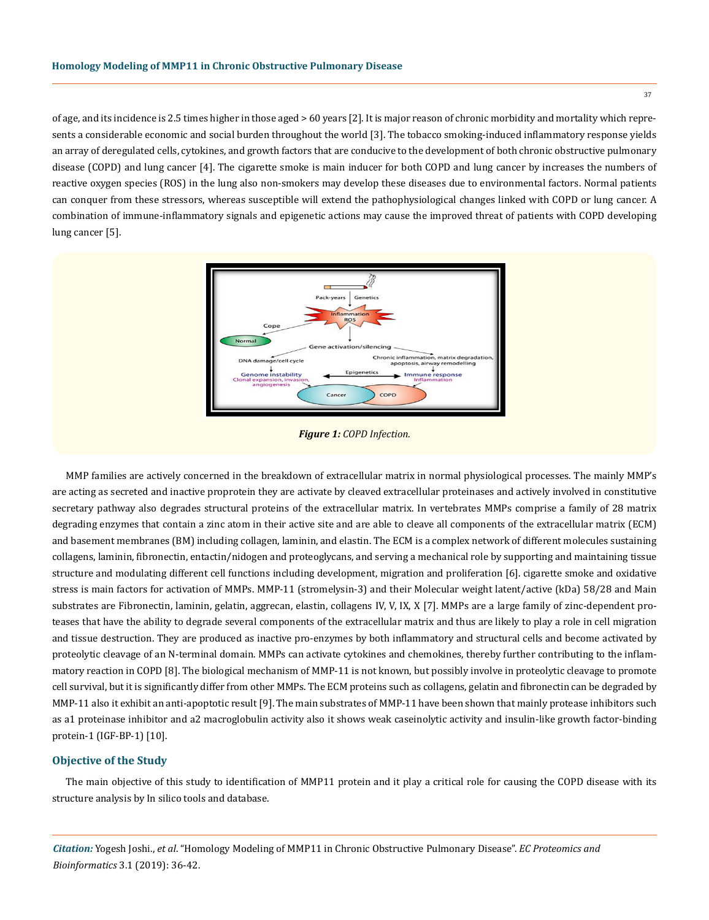of age, and its incidence is 2.5 times higher in those aged > 60 years [2]. It is major reason of chronic morbidity and mortality which represents a considerable economic and social burden throughout the world [3]. The tobacco smoking-induced inflammatory response yields an array of deregulated cells, cytokines, and growth factors that are conducive to the development of both chronic obstructive pulmonary disease (COPD) and lung cancer [4]. The cigarette smoke is main inducer for both COPD and lung cancer by increases the numbers of reactive oxygen species (ROS) in the lung also non-smokers may develop these diseases due to environmental factors. Normal patients can conquer from these stressors, whereas susceptible will extend the pathophysiological changes linked with COPD or lung cancer. A combination of immune-inflammatory signals and epigenetic actions may cause the improved threat of patients with COPD developing lung cancer [5].

***Figure 1:*** *COPD Infection.*

MMP families are actively concerned in the breakdown of extracellular matrix in normal physiological processes. The mainly MMP's are acting as secreted and inactive proprotein they are activate by cleaved extracellular proteinases and actively involved in constitutive secretary pathway also degrades structural proteins of the extracellular matrix. In vertebrates MMPs comprise a family of 28 matrix degrading enzymes that contain a zinc atom in their active site and are able to cleave all components of the extracellular matrix (ECM) and basement membranes (BM) including collagen, laminin, and elastin. The ECM is a complex network of different molecules sustaining collagens, laminin, fibronectin, entactin/nidogen and proteoglycans, and serving a mechanical role by supporting and maintaining tissue structure and modulating different cell functions including development, migration and proliferation [6]. cigarette smoke and oxidative stress is main factors for activation of MMPs. MMP-11 (stromelysin-3) and their Molecular weight latent/active (kDa) 58/28 and Main substrates are Fibronectin, laminin, gelatin, aggrecan, elastin, collagens IV, V, IX, X [7]. MMPs are a large family of zinc-dependent proteases that have the ability to degrade several components of the extracellular matrix and thus are likely to play a role in cell migration and tissue destruction. They are produced as inactive pro-enzymes by both inflammatory and structural cells and become activated by proteolytic cleavage of an N-terminal domain. MMPs can activate cytokines and chemokines, thereby further contributing to the inflammatory reaction in COPD [8]. The biological mechanism of MMP-11 is not known, but possibly involve in proteolytic cleavage to promote cell survival, but it is significantly differ from other MMPs. The ECM proteins such as collagens, gelatin and fibronectin can be degraded by MMP-11 also it exhibit an anti-apoptotic result [9]. The main substrates of MMP-11 have been shown that mainly protease inhibitors such as a1 proteinase inhibitor and a2 macroglobulin activity also it shows weak caseinolytic activity and insulin-like growth factor-binding protein-1 (IGF-BP-1) [10].

## Objective of the Study

The main objective of this study to identification of MMP11 protein and it play a critical role for causing the COPD disease with its structure analysis by In silico tools and database.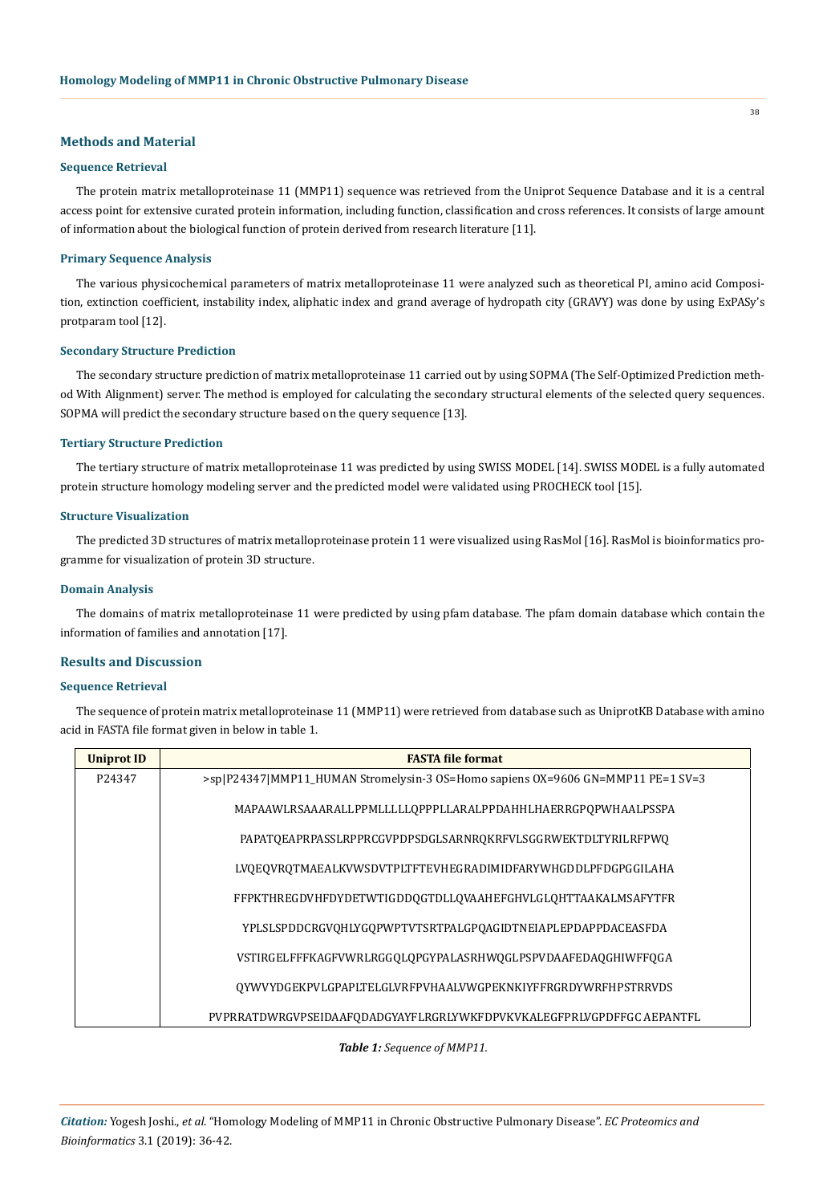## Methods and Material

### Sequence Retrieval

The protein matrix metalloproteinase 11 (MMP11) sequence was retrieved from the Uniprot Sequence Database and it is a central access point for extensive curated protein information, including function, classification and cross references. It consists of large amount of information about the biological function of protein derived from research literature [11].

### Primary Sequence Analysis

The various physicochemical parameters of matrix metalloproteinase 11 were analyzed such as theoretical PI, amino acid Composition, extinction coefficient, instability index, aliphatic index and grand average of hydropath city (GRAVY) was done by using ExPASy's protparam tool [12].

### Secondary Structure Prediction

The secondary structure prediction of matrix metalloproteinase 11 carried out by using SOPMA (The Self-Optimized Prediction method With Alignment) server. The method is employed for calculating the secondary structural elements of the selected query sequences. SOPMA will predict the secondary structure based on the query sequence [13].

### Tertiary Structure Prediction

The tertiary structure of matrix metalloproteinase 11 was predicted by using SWISS MODEL [14]. SWISS MODEL is a fully automated protein structure homology modeling server and the predicted model were validated using PROCHECK tool [15].

### Structure Visualization

The predicted 3D structures of matrix metalloproteinase protein 11 were visualized using RasMol [16]. RasMol is bioinformatics programme for visualization of protein 3D structure.

### Domain Analysis

The domains of matrix metalloproteinase 11 were predicted by using pfam database. The pfam domain database which contain the information of families and annotation [17].

## Results and Discussion

### Sequence Retrieval

The sequence of protein matrix metalloproteinase 11 (MMP11) were retrieved from database such as UniprotKB Database with amino acid in FASTA file format given in below in table 1.

| Uniprot ID | FASTA file format |
|---|---|
| P24347 | >sp\|P24347\|MMP11_HUMAN Stromelysin-3 OS=Homo sapiens OX=9606 GN=MMP11 PE=1 SV=3<br>MAPAAWLRSAAARALLPPMLLLLLQPPPLLARALPPDAHHLHAERRGPQPWHAALPSSPA<br>PAPATQEAPRPASSLRPPRCGVPDPSDGLSARNRQKRFVLSGGRWEKTDLTYRILRFPWQ<br>LVQEQVRQTMAEALKVWSDVTPLTFTEVHEGRADIMIDFARYWHGDDLPFDGPGGILAHA<br>FFPKTHREGDVHFDYDETWTIGDDQGTDLLQVAAHEFGHVLGLQHTTAAKALMSAFYTFR<br>YPLSLSPDDCRGVQHLYGQPWPTVTSRTPALGPQAGIDTNEIAPLEPDAPPDACEASFDA<br>VSTIRGELFFFKAGFVWRLRGGQLQPGYPALASRHWQGLPSPVDAAFEDAQGHIWFFQGA<br>QYWVYDGEKPVLGPAPLTELGLVRFPVHAALVWGPEKNKIYFFRGRDYWRFHPSTRRVDS<br>PVPRRATDWRGVPSEIDAAFQDADGYAYFLRGRLYWKFDPVKVKALEGFPRLVGPDFFGCAEPANTFL |

***Table 1:** Sequence of MMP11.*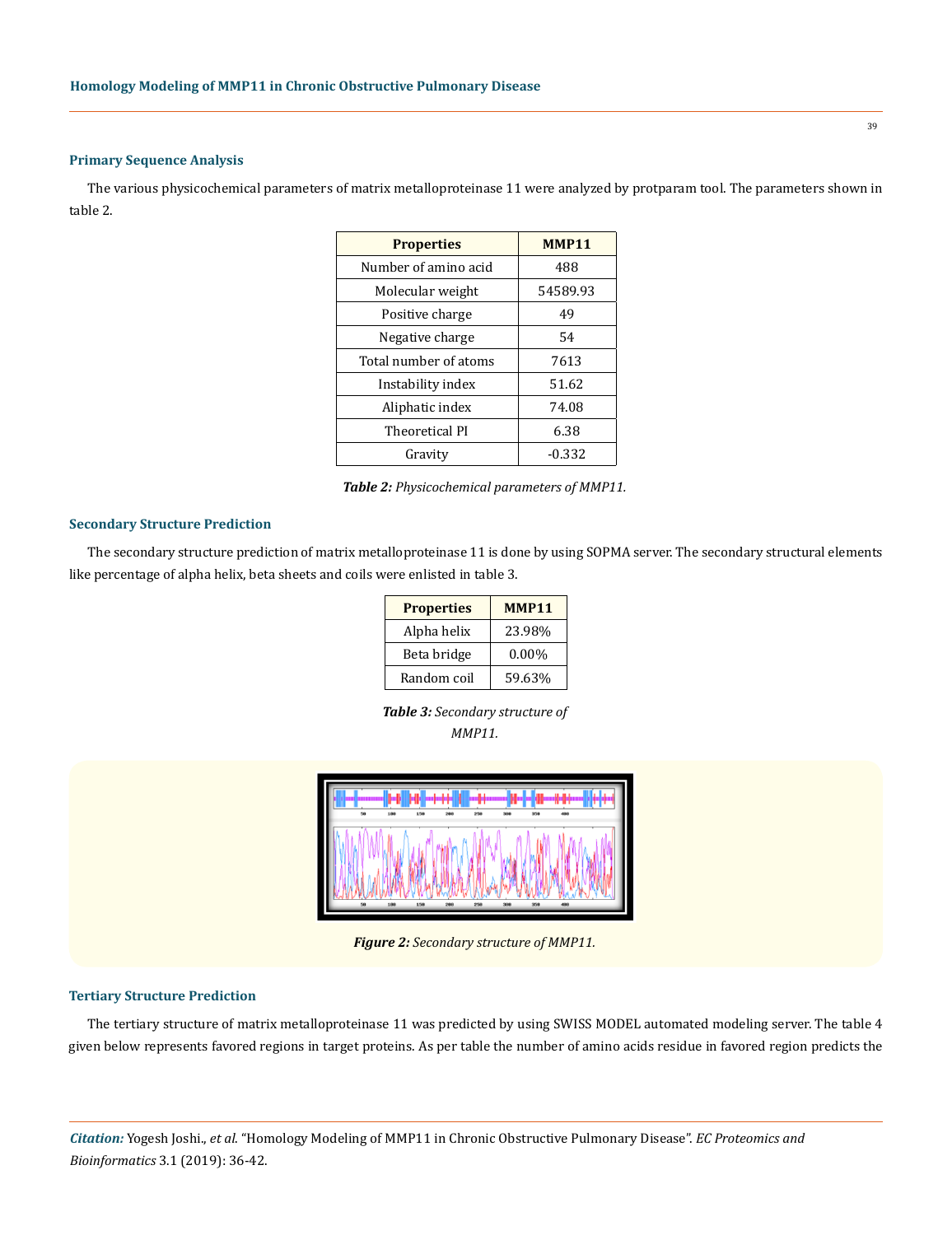### Primary Sequence Analysis

The various physicochemical parameters of matrix metalloproteinase 11 were analyzed by protparam tool. The parameters shown in table 2.

| Properties | MMP11 |
|---|---|
| Number of amino acid | 488 |
| Molecular weight | 54589.93 |
| Positive charge | 49 |
| Negative charge | 54 |
| Total number of atoms | 7613 |
| Instability index | 51.62 |
| Aliphatic index | 74.08 |
| Theoretical PI | 6.38 |
| Gravity | -0.332 |

***Table 2:*** *Physicochemical parameters of MMP11.*

### Secondary Structure Prediction

The secondary structure prediction of matrix metalloproteinase 11 is done by using SOPMA server. The secondary structural elements like percentage of alpha helix, beta sheets and coils were enlisted in table 3.

| Properties | MMP11 |
|---|---|
| Alpha helix | 23.98% |
| Beta bridge | 0.00% |
| Random coil | 59.63% |

***Table 3:*** *Secondary structure of MMP11.*

***Figure 2:*** *Secondary structure of MMP11.*

### Tertiary Structure Prediction

The tertiary structure of matrix metalloproteinase 11 was predicted by using SWISS MODEL automated modeling server. The table 4 given below represents favored regions in target proteins. As per table the number of amino acids residue in favored region predicts the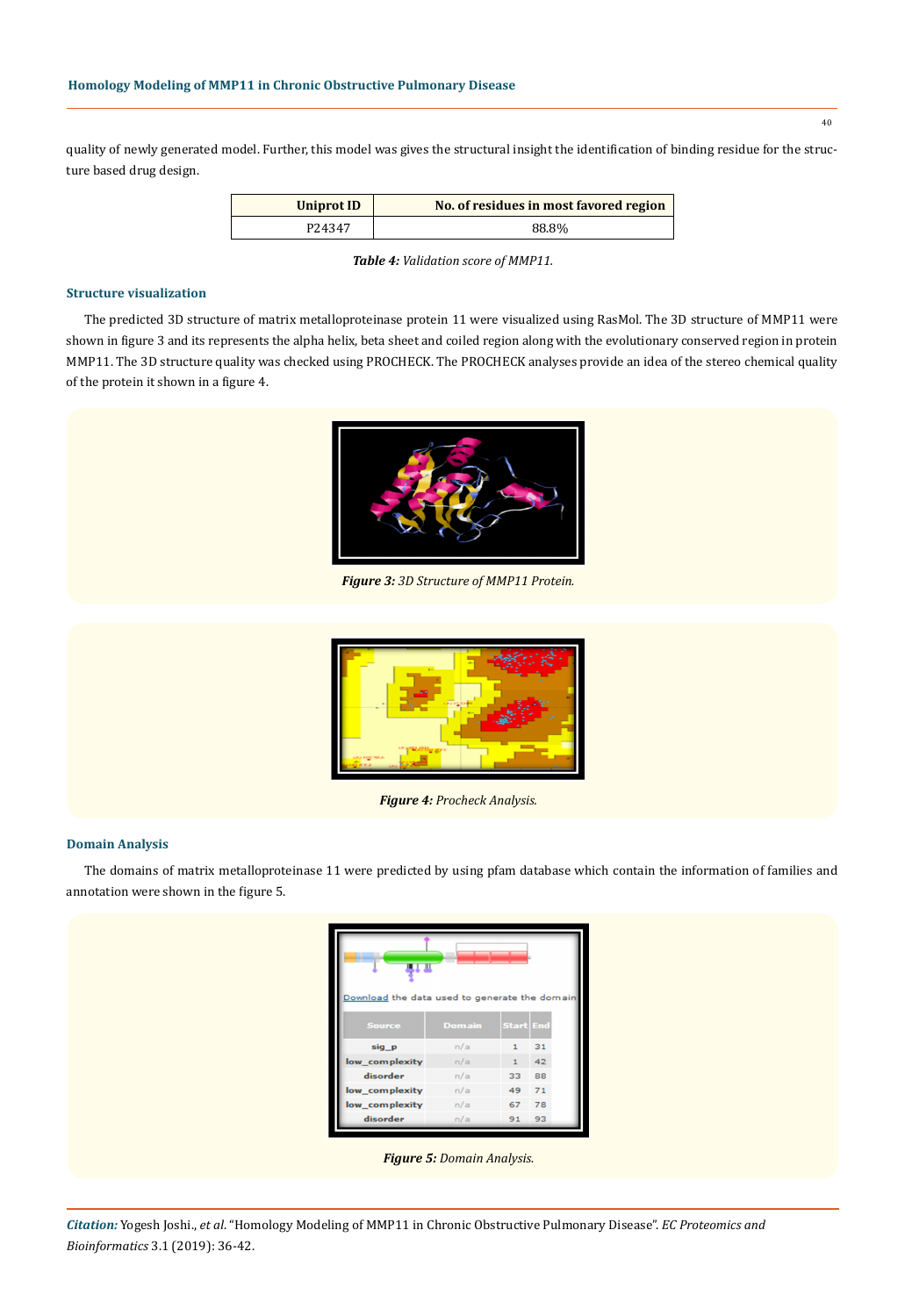quality of newly generated model. Further, this model was gives the structural insight the identification of binding residue for the structure based drug design.

| Uniprot ID | No. of residues in most favored region |
|---|---|
| P24347 | 88.8% |

***Table 4:*** *Validation score of MMP11.*

### Structure visualization

The predicted 3D structure of matrix metalloproteinase protein 11 were visualized using RasMol. The 3D structure of MMP11 were shown in figure 3 and its represents the alpha helix, beta sheet and coiled region along with the evolutionary conserved region in protein MMP11. The 3D structure quality was checked using PROCHECK. The PROCHECK analyses provide an idea of the stereo chemical quality of the protein it shown in a figure 4.

***Figure 3:*** *3D Structure of MMP11 Protein.*

***Figure 4:*** *Procheck Analysis.*

### Domain Analysis

The domains of matrix metalloproteinase 11 were predicted by using pfam database which contain the information of families and annotation were shown in the figure 5.

***Figure 5:*** *Domain Analysis.*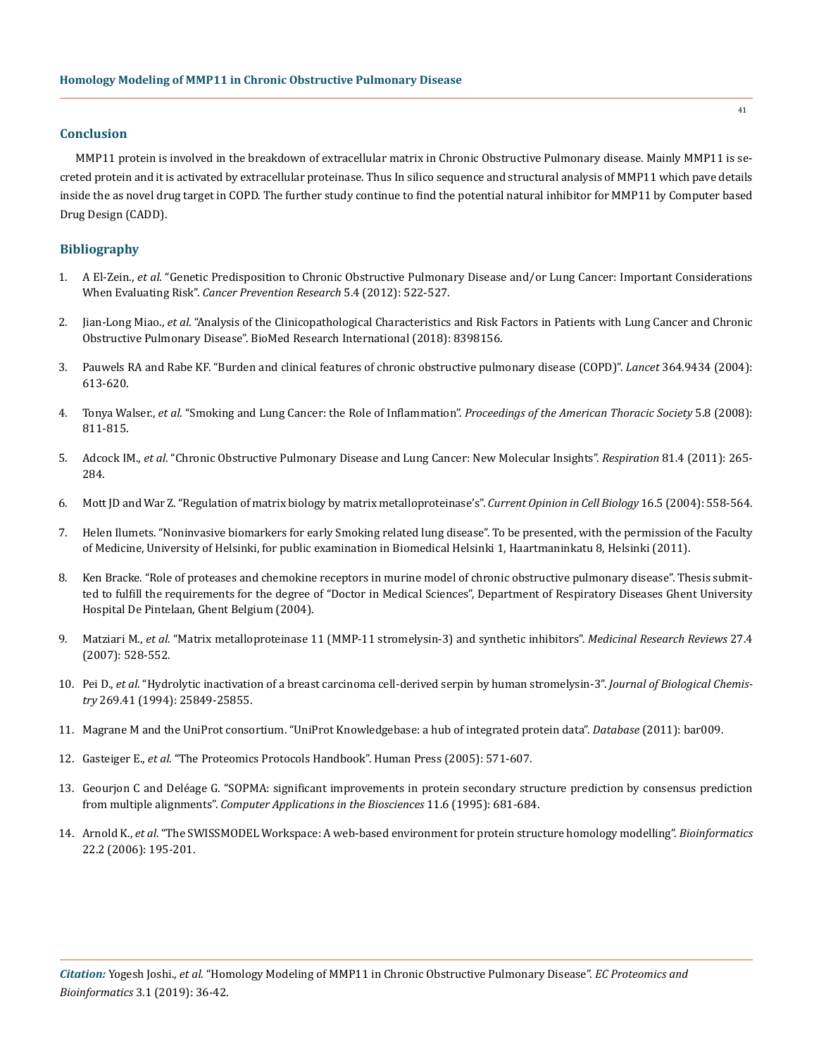## Conclusion

MMP11 protein is involved in the breakdown of extracellular matrix in Chronic Obstructive Pulmonary disease. Mainly MMP11 is secreted protein and it is activated by extracellular proteinase. Thus In silico sequence and structural analysis of MMP11 which pave details inside the as novel drug target in COPD. The further study continue to find the potential natural inhibitor for MMP11 by Computer based Drug Design (CADD).

## Bibliography

1. A El-Zein., *et al*. "Genetic Predisposition to Chronic Obstructive Pulmonary Disease and/or Lung Cancer: Important Considerations When Evaluating Risk". *Cancer Prevention Research* 5.4 (2012): 522-527.
2. Jian-Long Miao., *et al*. "Analysis of the Clinicopathological Characteristics and Risk Factors in Patients with Lung Cancer and Chronic Obstructive Pulmonary Disease". BioMed Research International (2018): 8398156.
3. Pauwels RA and Rabe KF. "Burden and clinical features of chronic obstructive pulmonary disease (COPD)". *Lancet* 364.9434 (2004): 613-620.
4. Tonya Walser., *et al*. "Smoking and Lung Cancer: the Role of Inflammation". *Proceedings of the American Thoracic Society* 5.8 (2008): 811-815.
5. Adcock IM., *et al*. "Chronic Obstructive Pulmonary Disease and Lung Cancer: New Molecular Insights". *Respiration* 81.4 (2011): 265-284.
6. Mott JD and War Z. "Regulation of matrix biology by matrix metalloproteinase's". *Current Opinion in Cell Biology* 16.5 (2004): 558-564.
7. Helen Ilumets. "Noninvasive biomarkers for early Smoking related lung disease". To be presented, with the permission of the Faculty of Medicine, University of Helsinki, for public examination in Biomedical Helsinki 1, Haartmaninkatu 8, Helsinki (2011).
8. Ken Bracke. "Role of proteases and chemokine receptors in murine model of chronic obstructive pulmonary disease". Thesis submitted to fulfill the requirements for the degree of "Doctor in Medical Sciences", Department of Respiratory Diseases Ghent University Hospital De Pintelaan, Ghent Belgium (2004).
9. Matziari M., *et al*. "Matrix metalloproteinase 11 (MMP-11 stromelysin-3) and synthetic inhibitors". *Medicinal Research Reviews* 27.4 (2007): 528-552.
10. Pei D., *et al*. "Hydrolytic inactivation of a breast carcinoma cell-derived serpin by human stromelysin-3". *Journal of Biological Chemistry* 269.41 (1994): 25849-25855.
11. Magrane M and the UniProt consortium. "UniProt Knowledgebase: a hub of integrated protein data". *Database* (2011): bar009.
12. Gasteiger E., *et al*. "The Proteomics Protocols Handbook". Human Press (2005): 571-607.
13. Geourjon C and Deléage G. "SOPMA: significant improvements in protein secondary structure prediction by consensus prediction from multiple alignments". *Computer Applications in the Biosciences* 11.6 (1995): 681-684.
14. Arnold K., *et al*. "The SWISSMODEL Workspace: A web-based environment for protein structure homology modelling". *Bioinformatics* 22.2 (2006): 195-201.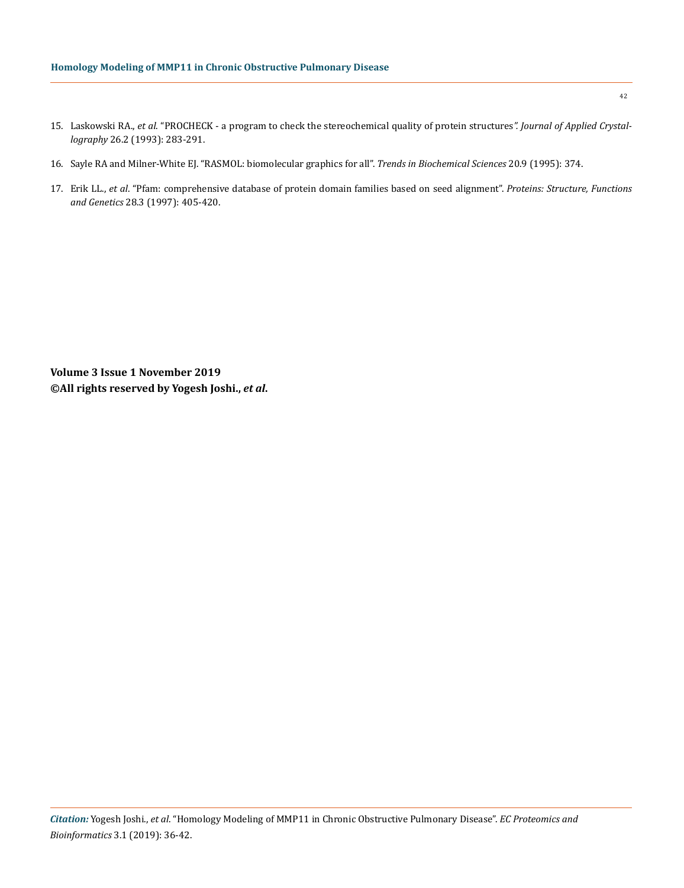15. Laskowski RA., *et al*. "PROCHECK - a program to check the stereochemical quality of protein structures". *Journal of Applied Crystallography* 26.2 (1993): 283-291.

16. Sayle RA and Milner-White EJ. "RASMOL: biomolecular graphics for all". *Trends in Biochemical Sciences* 20.9 (1995): 374.

17. Erik LL., *et al*. "Pfam: comprehensive database of protein domain families based on seed alignment". *Proteins: Structure, Functions and Genetics* 28.3 (1997): 405-420.

**Volume 3 Issue 1 November 2019**
**©All rights reserved by Yogesh Joshi., *et al*.**